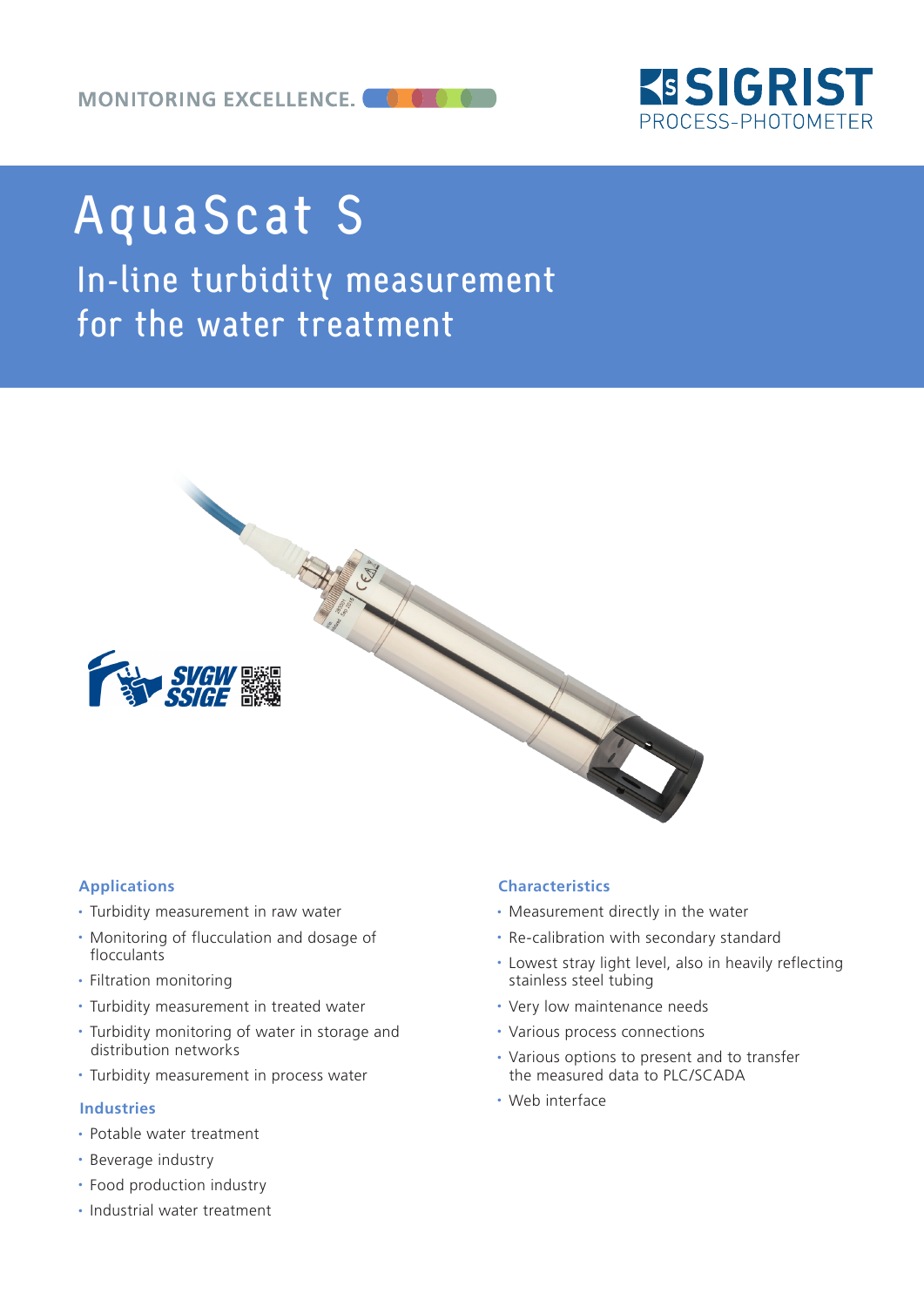MONITORING EXCELLENCE.

SIGRIST PROCESS-PHOTOMETER

# AquaScat S

## In-line turbidity measurement for the water treatment

SVGW SSIGE

### Applications

- Turbidity measurement in raw water
- Monitoring of flucculation and dosage of flocculants
- Filtration monitoring
- Turbidity measurement in treated water
- Turbidity monitoring of water in storage and distribution networks
- Turbidity measurement in process water

### Industries

- Potable water treatment
- Beverage industry
- Food production industry
- Industrial water treatment

### Characteristics

- Measurement directly in the water
- Re-calibration with secondary standard
- Lowest stray light level, also in heavily reflecting stainless steel tubing
- Very low maintenance needs
- Various process connections
- Various options to present and to transfer the measured data to PLC/SCADA
- Web interface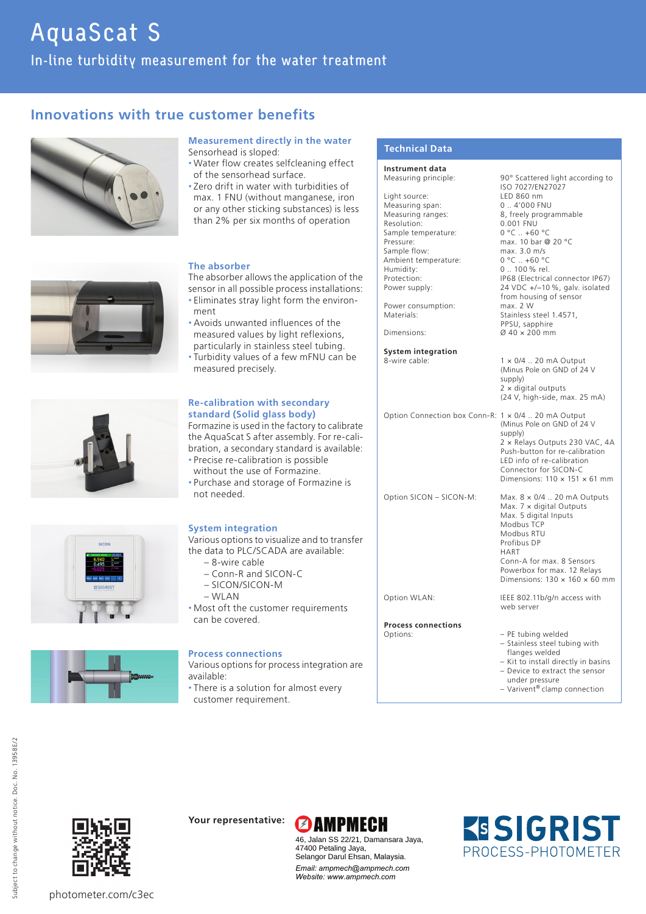# AquaScat S

## In-line turbidity measurement for the water treatment

## Innovations with true customer benefits

### Measurement directly in the water

Sensorhead is sloped:

- Water flow creates selfcleaning effect of the sensorhead surface.
- Zero drift in water with turbidities of max. 1 FNU (without manganese, iron or any other sticking substances) is less than 2% per six months of operation

### The absorber

The absorber allows the application of the sensor in all possible process installations:

- Eliminates stray light form the environment
- Avoids unwanted influences of the measured values by light reflexions, particularly in stainless steel tubing.
- Turbidity values of a few mFNU can be measured precisely.

### Re-calibration with secondary standard (Solid glass body)

Formazine is used in the factory to calibrate the AquaScat S after assembly. For re-calibration, a secondary standard is available:

- Precise re-calibration is possible without the use of Formazine.
- Purchase and storage of Formazine is not needed.

### System integration

Various options to visualize and to transfer the data to PLC/SCADA are available:

- 8-wire cable
- Conn-R and SICON-C
- SICON/SICON-M
- WLAN

- Most oft the customer requirements can be covered.

### Process connections

Various options for process integration are available:

- There is a solution for almost every customer requirement.

## Technical Data

| | |
|---|---|
| **Instrument data** | |
| Measuring principle: | 90° Scattered light according to ISO 7027/EN27027 |
| Light source: | LED 860 nm |
| Measuring span: | 0 .. 4'000 FNU |
| Measuring ranges: | 8, freely programmable |
| Resolution: | 0.001 FNU |
| Sample temperature: | 0 °C .. +60 °C |
| Pressure: | max. 10 bar @ 20 °C |
| Sample flow: | max. 3.0 m/s |
| Ambient temperature: | 0 °C .. +60 °C |
| Humidity: | 0 .. 100 % rel. |
| Protection: | IP68 (Electrical connector IP67) |
| Power supply: | 24 VDC +/−10 %, galv. isolated from housing of sensor |
| Power consumption: | max. 2 W |
| Materials: | Stainless steel 1.4571, PPSU, sapphire |
| Dimensions: | Ø 40 × 200 mm |
| **System integration** | |
| 8-wire cable: | 1 × 0/4 .. 20 mA Output (Minus Pole on GND of 24 V supply)<br>2 × digital outputs (24 V, high-side, max. 25 mA) |
| Option Connection box Conn-R: | 1 × 0/4 .. 20 mA Output (Minus Pole on GND of 24 V supply)<br>2 × Relays Outputs 230 VAC, 4A<br>Push-button for re-calibration<br>LED info of re-calibration<br>Connector for SICON-C<br>Dimensions: 110 × 151 × 61 mm |
| Option SICON – SICON-M: | Max. 8 × 0/4 .. 20 mA Outputs<br>Max. 7 × digital Outputs<br>Max. 5 digital Inputs<br>Modbus TCP<br>Modbus RTU<br>Profibus DP<br>HART<br>Conn-A for max. 8 Sensors<br>Powerbox for max. 12 Relays<br>Dimensions: 130 × 160 × 60 mm |
| Option WLAN: | IEEE 802.11b/g/n access with web server |
| **Process connections** | |
| Options: | – PE tubing welded<br>– Stainless steel tubing with flanges welded<br>– Kit to install directly in basins<br>– Device to extract the sensor under pressure<br>– Varivent® clamp connection |

Subject to change without notice. Doc. No. 13958E/2

photometer.com/c3ec

Your representative:

AMPMECH
46, Jalan SS 22/21, Damansara Jaya,
47400 Petaling Jaya,
Selangor Darul Ehsan, Malaysia.
*Email: ampmech@ampmech.com*
*Website: www.ampmech.com*

SIGRIST PROCESS-PHOTOMETER